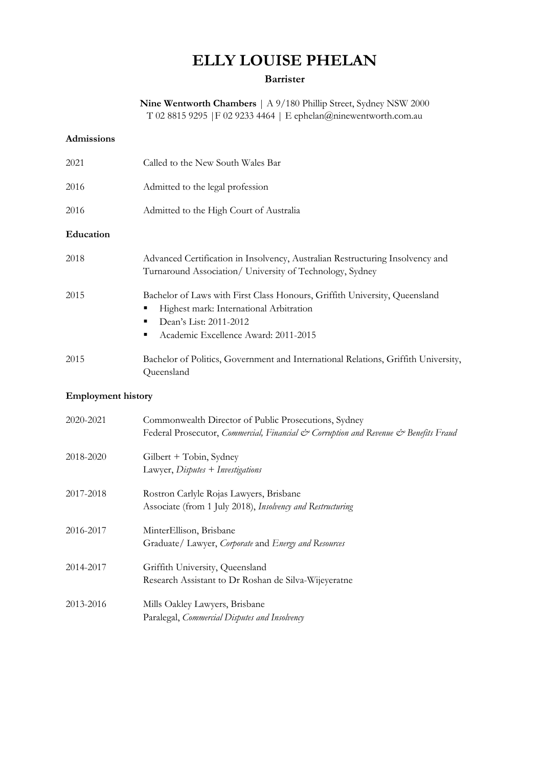# ELLY LOUISE PHELAN

**Barrister**

**Nine Wentworth Chambers** | A 9/180 Phillip Street, Sydney NSW 2000
T 02 8815 9295 |F 02 9233 4464 | E ephelan@ninewentworth.com.au

## Admissions

| | |
|---|---|
| 2021 | Called to the New South Wales Bar |
| 2016 | Admitted to the legal profession |
| 2016 | Admitted to the High Court of Australia |

## Education

2018 — Advanced Certification in Insolvency, Australian Restructuring Insolvency and Turnaround Association/ University of Technology, Sydney

2015 — Bachelor of Laws with First Class Honours, Griffith University, Queensland

- Highest mark: International Arbitration
- Dean's List: 2011-2012
- Academic Excellence Award: 2011-2015

2015 — Bachelor of Politics, Government and International Relations, Griffith University, Queensland

## Employment history

2020-2021 — Commonwealth Director of Public Prosecutions, Sydney
Federal Prosecutor, *Commercial, Financial & Corruption and Revenue & Benefits Fraud*

2018-2020 — Gilbert + Tobin, Sydney
Lawyer, *Disputes + Investigations*

2017-2018 — Rostron Carlyle Rojas Lawyers, Brisbane
Associate (from 1 July 2018), *Insolvency and Restructuring*

2016-2017 — MinterEllison, Brisbane
Graduate/ Lawyer, *Corporate* and *Energy and Resources*

2014-2017 — Griffith University, Queensland
Research Assistant to Dr Roshan de Silva-Wijeyeratne

2013-2016 — Mills Oakley Lawyers, Brisbane
Paralegal, *Commercial Disputes and Insolvency*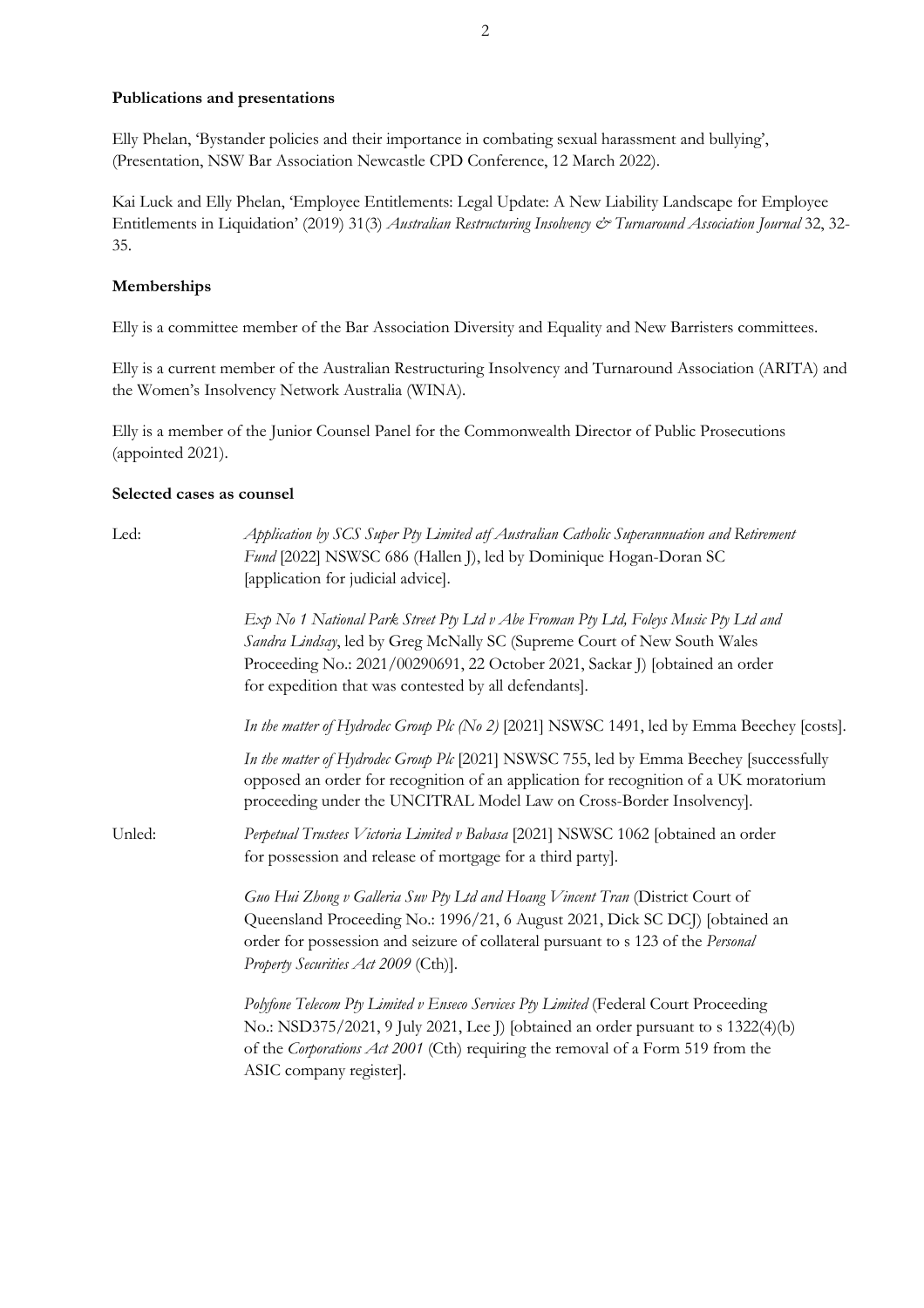**Publications and presentations**

Elly Phelan, 'Bystander policies and their importance in combating sexual harassment and bullying', (Presentation, NSW Bar Association Newcastle CPD Conference, 12 March 2022).

Kai Luck and Elly Phelan, 'Employee Entitlements: Legal Update: A New Liability Landscape for Employee Entitlements in Liquidation' (2019) 31(3) *Australian Restructuring Insolvency & Turnaround Association Journal* 32, 32-35.

**Memberships**

Elly is a committee member of the Bar Association Diversity and Equality and New Barristers committees.

Elly is a current member of the Australian Restructuring Insolvency and Turnaround Association (ARITA) and the Women's Insolvency Network Australia (WINA).

Elly is a member of the Junior Counsel Panel for the Commonwealth Director of Public Prosecutions (appointed 2021).

**Selected cases as counsel**

Led:

*Application by SCS Super Pty Limited atf Australian Catholic Superannuation and Retirement Fund* [2022] NSWSC 686 (Hallen J), led by Dominique Hogan-Doran SC [application for judicial advice].

*Exp No 1 National Park Street Pty Ltd v Abe Froman Pty Ltd, Foleys Music Pty Ltd and Sandra Lindsay*, led by Greg McNally SC (Supreme Court of New South Wales Proceeding No.: 2021/00290691, 22 October 2021, Sackar J) [obtained an order for expedition that was contested by all defendants].

*In the matter of Hydrodec Group Plc (No 2)* [2021] NSWSC 1491, led by Emma Beechey [costs].

*In the matter of Hydrodec Group Plc* [2021] NSWSC 755, led by Emma Beechey [successfully opposed an order for recognition of an application for recognition of a UK moratorium proceeding under the UNCITRAL Model Law on Cross-Border Insolvency].

Unled:

*Perpetual Trustees Victoria Limited v Babasa* [2021] NSWSC 1062 [obtained an order for possession and release of mortgage for a third party].

*Guo Hui Zhong v Galleria Suv Pty Ltd and Hoang Vincent Tran* (District Court of Queensland Proceeding No.: 1996/21, 6 August 2021, Dick SC DCJ) [obtained an order for possession and seizure of collateral pursuant to s 123 of the *Personal Property Securities Act 2009* (Cth)].

*Polyfone Telecom Pty Limited v Enseco Services Pty Limited* (Federal Court Proceeding No.: NSD375/2021, 9 July 2021, Lee J) [obtained an order pursuant to s 1322(4)(b) of the *Corporations Act 2001* (Cth) requiring the removal of a Form 519 from the ASIC company register].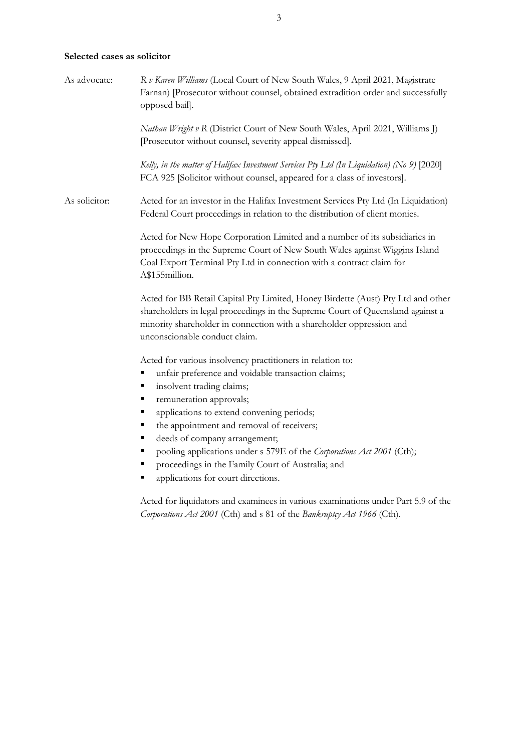**Selected cases as solicitor**

As advocate:

*R v Karen Williams* (Local Court of New South Wales, 9 April 2021, Magistrate Farnan) [Prosecutor without counsel, obtained extradition order and successfully opposed bail].

*Nathan Wright v R* (District Court of New South Wales, April 2021, Williams J) [Prosecutor without counsel, severity appeal dismissed].

*Kelly, in the matter of Halifax Investment Services Pty Ltd (In Liquidation) (No 9)* [2020] FCA 925 [Solicitor without counsel, appeared for a class of investors].

As solicitor:

Acted for an investor in the Halifax Investment Services Pty Ltd (In Liquidation) Federal Court proceedings in relation to the distribution of client monies.

Acted for New Hope Corporation Limited and a number of its subsidiaries in proceedings in the Supreme Court of New South Wales against Wiggins Island Coal Export Terminal Pty Ltd in connection with a contract claim for A$155million.

Acted for BB Retail Capital Pty Limited, Honey Birdette (Aust) Pty Ltd and other shareholders in legal proceedings in the Supreme Court of Queensland against a minority shareholder in connection with a shareholder oppression and unconscionable conduct claim.

Acted for various insolvency practitioners in relation to:

- unfair preference and voidable transaction claims;
- insolvent trading claims;
- remuneration approvals;
- applications to extend convening periods;
- the appointment and removal of receivers;
- deeds of company arrangement;
- pooling applications under s 579E of the *Corporations Act 2001* (Cth);
- proceedings in the Family Court of Australia; and
- applications for court directions.

Acted for liquidators and examinees in various examinations under Part 5.9 of the *Corporations Act 2001* (Cth) and s 81 of the *Bankruptcy Act 1966* (Cth).